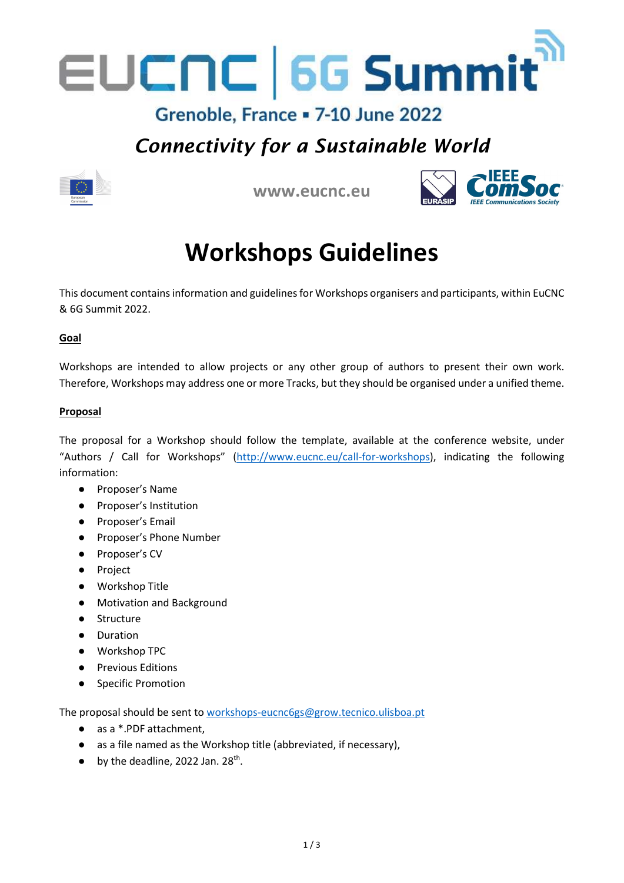EUCNC | 6G Summit

Grenoble, France ▪ 7-10 June 2022

*Connectivity for a Sustainable World*

www.eucnc.eu

# Workshops Guidelines

This document contains information and guidelines for Workshops organisers and participants, within EuCNC & 6G Summit 2022.

**Goal**

Workshops are intended to allow projects or any other group of authors to present their own work. Therefore, Workshops may address one or more Tracks, but they should be organised under a unified theme.

**Proposal**

The proposal for a Workshop should follow the template, available at the conference website, under "Authors / Call for Workshops" (http://www.eucnc.eu/call-for-workshops), indicating the following information:

- Proposer's Name
- Proposer's Institution
- Proposer's Email
- Proposer's Phone Number
- Proposer's CV
- Project
- Workshop Title
- Motivation and Background
- Structure
- Duration
- Workshop TPC
- Previous Editions
- Specific Promotion

The proposal should be sent to workshops-eucnc6gs@grow.tecnico.ulisboa.pt

- as a *.PDF attachment,
- as a file named as the Workshop title (abbreviated, if necessary),
- by the deadline, 2022 Jan. 28th.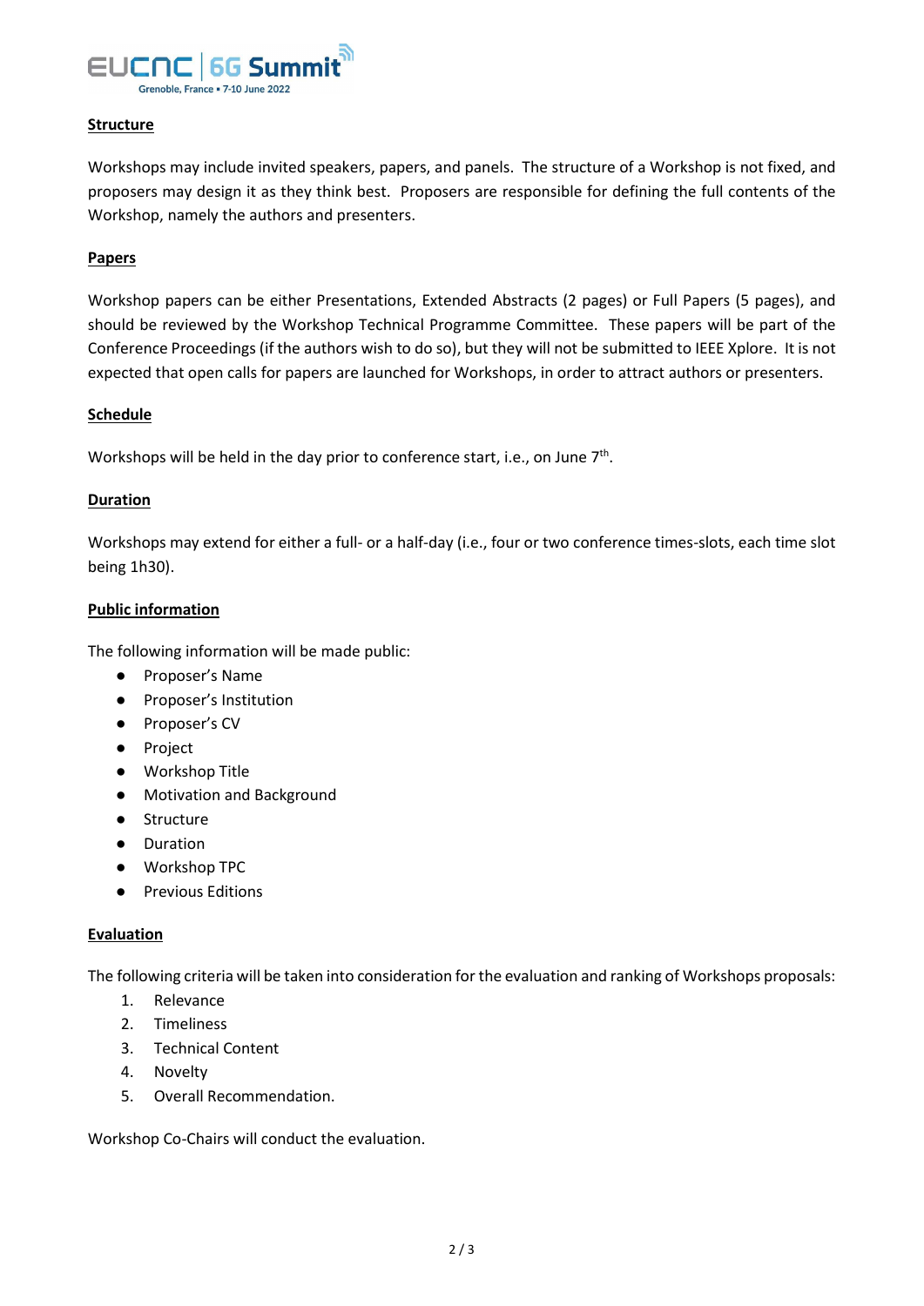**Structure**

Workshops may include invited speakers, papers, and panels. The structure of a Workshop is not fixed, and proposers may design it as they think best. Proposers are responsible for defining the full contents of the Workshop, namely the authors and presenters.

**Papers**

Workshop papers can be either Presentations, Extended Abstracts (2 pages) or Full Papers (5 pages), and should be reviewed by the Workshop Technical Programme Committee. These papers will be part of the Conference Proceedings (if the authors wish to do so), but they will not be submitted to IEEE Xplore. It is not expected that open calls for papers are launched for Workshops, in order to attract authors or presenters.

**Schedule**

Workshops will be held in the day prior to conference start, i.e., on June 7th.

**Duration**

Workshops may extend for either a full- or a half-day (i.e., four or two conference times-slots, each time slot being 1h30).

**Public information**

The following information will be made public:

- Proposer's Name
- Proposer's Institution
- Proposer's CV
- Project
- Workshop Title
- Motivation and Background
- Structure
- Duration
- Workshop TPC
- Previous Editions

**Evaluation**

The following criteria will be taken into consideration for the evaluation and ranking of Workshops proposals:

1. Relevance
2. Timeliness
3. Technical Content
4. Novelty
5. Overall Recommendation.

Workshop Co-Chairs will conduct the evaluation.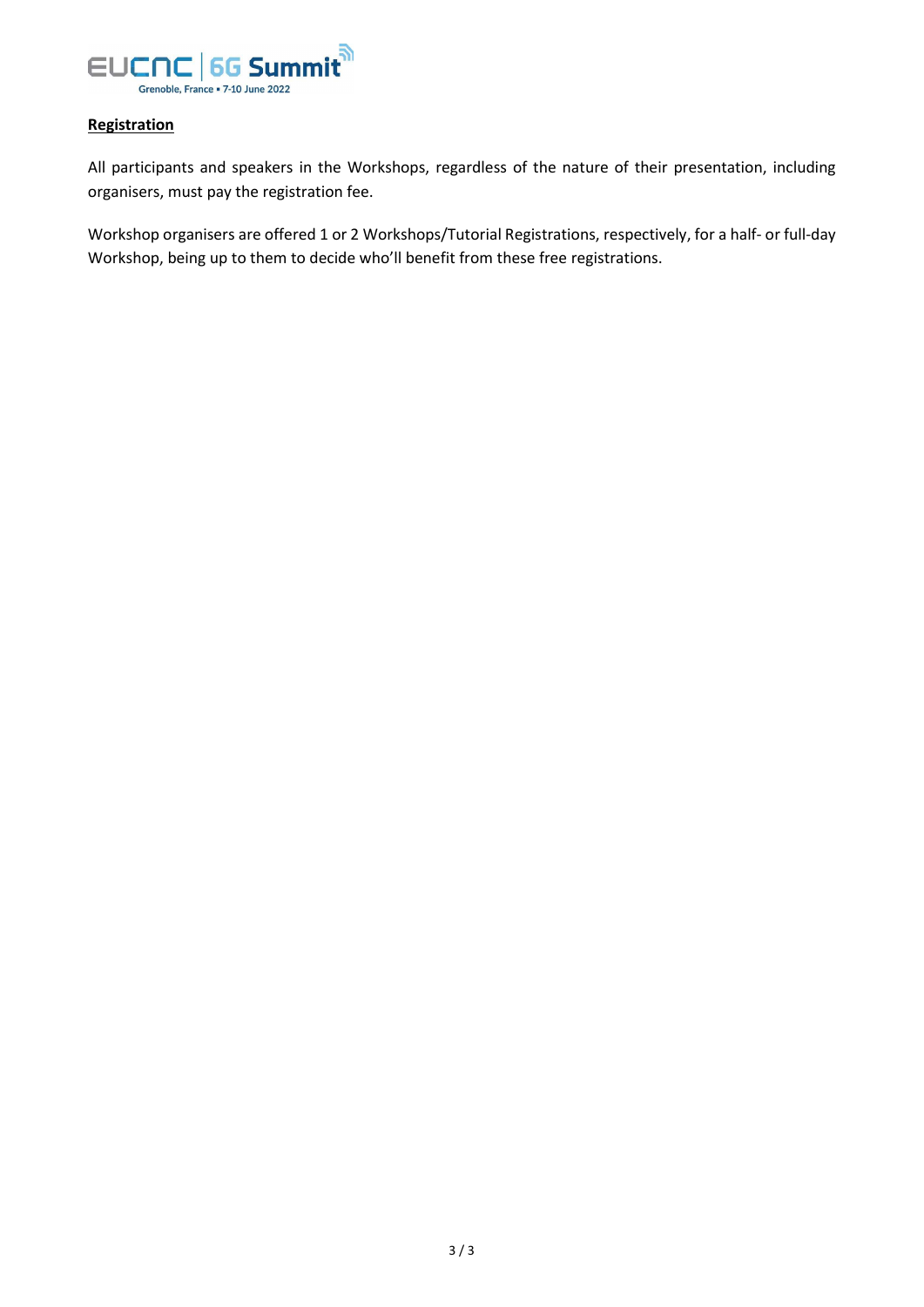## Registration

All participants and speakers in the Workshops, regardless of the nature of their presentation, including organisers, must pay the registration fee.

Workshop organisers are offered 1 or 2 Workshops/Tutorial Registrations, respectively, for a half- or full-day Workshop, being up to them to decide who'll benefit from these free registrations.